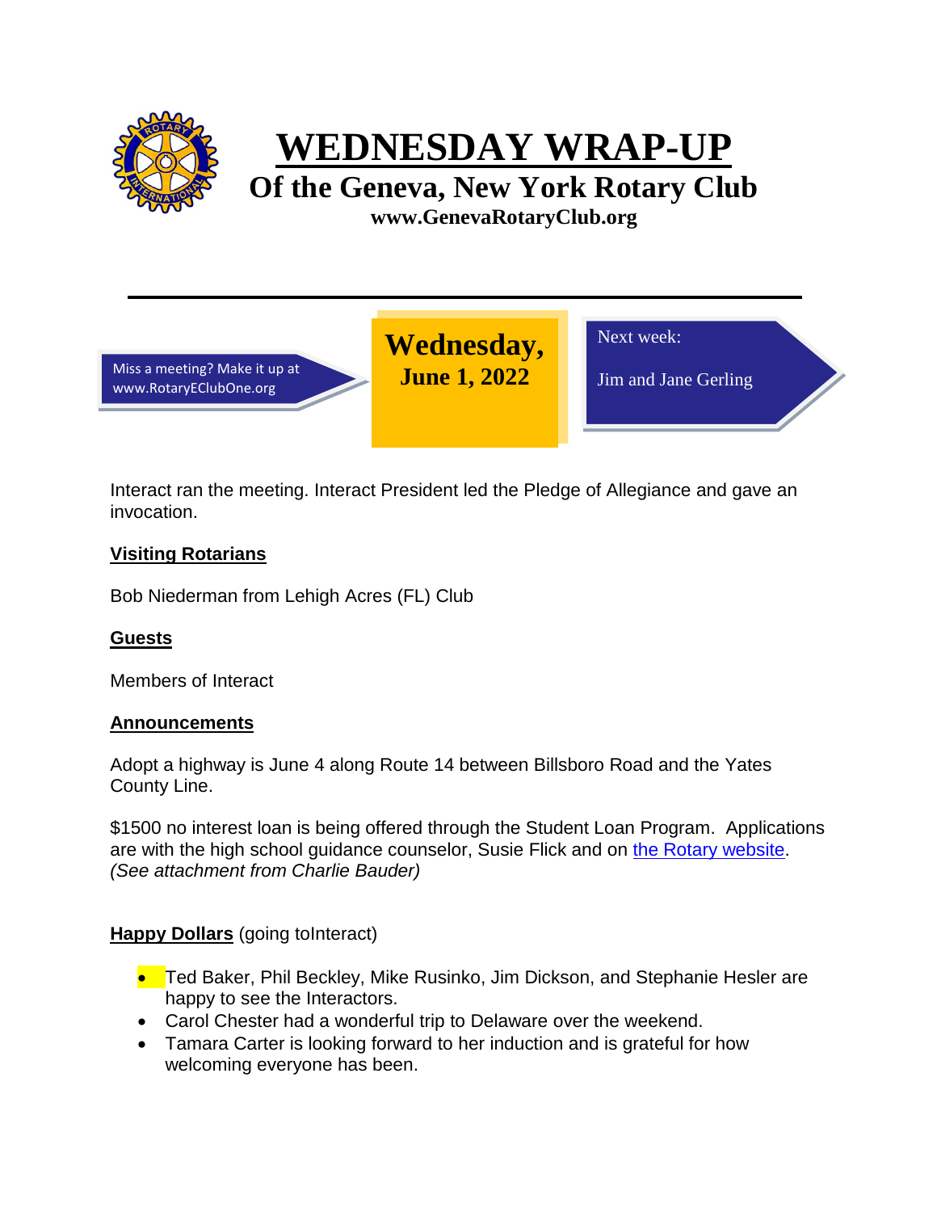# WEDNESDAY WRAP-UP

## Of the Geneva, New York Rotary Club

**www.GenevaRotaryClub.org**

---

Miss a meeting? Make it up at www.RotaryEClubOne.org

**Wednesday, June 1, 2022**

Next week:

Jim and Jane Gerling

Interact ran the meeting. Interact President led the Pledge of Allegiance and gave an invocation.

**Visiting Rotarians**

Bob Niederman from Lehigh Acres (FL) Club

**Guests**

Members of Interact

**Announcements**

Adopt a highway is June 4 along Route 14 between Billsboro Road and the Yates County Line.

$1500 no interest loan is being offered through the Student Loan Program. Applications are with the high school guidance counselor, Susie Flick and on the Rotary website. *(See attachment from Charlie Bauder)*

**Happy Dollars** (going toInteract)

- Ted Baker, Phil Beckley, Mike Rusinko, Jim Dickson, and Stephanie Hesler are happy to see the Interactors.
- Carol Chester had a wonderful trip to Delaware over the weekend.
- Tamara Carter is looking forward to her induction and is grateful for how welcoming everyone has been.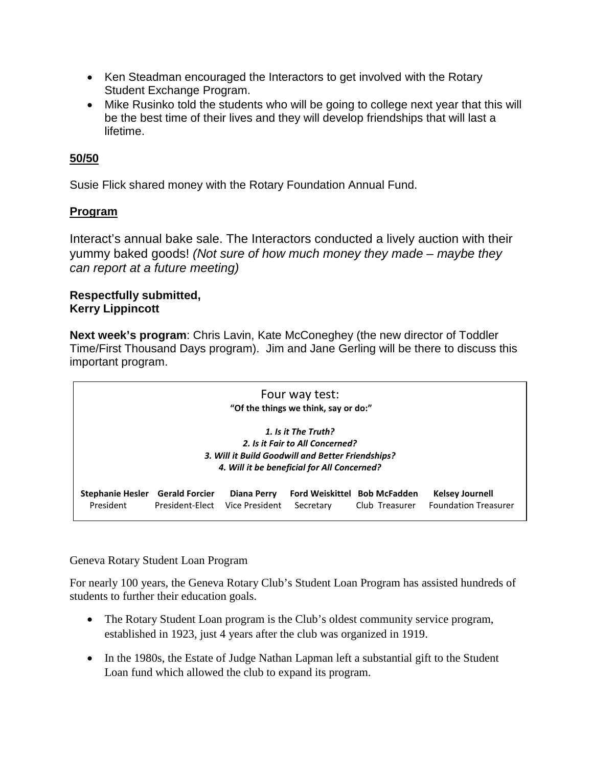- Ken Steadman encouraged the Interactors to get involved with the Rotary Student Exchange Program.
- Mike Rusinko told the students who will be going to college next year that this will be the best time of their lives and they will develop friendships that will last a lifetime.

**50/50**

Susie Flick shared money with the Rotary Foundation Annual Fund.

**Program**

Interact's annual bake sale. The Interactors conducted a lively auction with their yummy baked goods! *(Not sure of how much money they made – maybe they can report at a future meeting)*

**Respectfully submitted,**
**Kerry Lippincott**

**Next week's program**: Chris Lavin, Kate McConeghey (the new director of Toddler Time/First Thousand Days program). Jim and Jane Gerling will be there to discuss this important program.

Four way test:
**"Of the things we think, say or do:"**

***1. Is it The Truth?***
***2. Is it Fair to All Concerned?***
***3. Will it Build Goodwill and Better Friendships?***
***4. Will it be beneficial for All Concerned?***

| **Stephanie Hesler** | **Gerald Forcier** | **Diana Perry** | **Ford Weiskittel** | **Bob McFadden** | **Kelsey Journell** |
|---|---|---|---|---|---|
| President | President-Elect | Vice President | Secretary | Club Treasurer | Foundation Treasurer |

Geneva Rotary Student Loan Program

For nearly 100 years, the Geneva Rotary Club's Student Loan Program has assisted hundreds of students to further their education goals.

- The Rotary Student Loan program is the Club's oldest community service program, established in 1923, just 4 years after the club was organized in 1919.
- In the 1980s, the Estate of Judge Nathan Lapman left a substantial gift to the Student Loan fund which allowed the club to expand its program.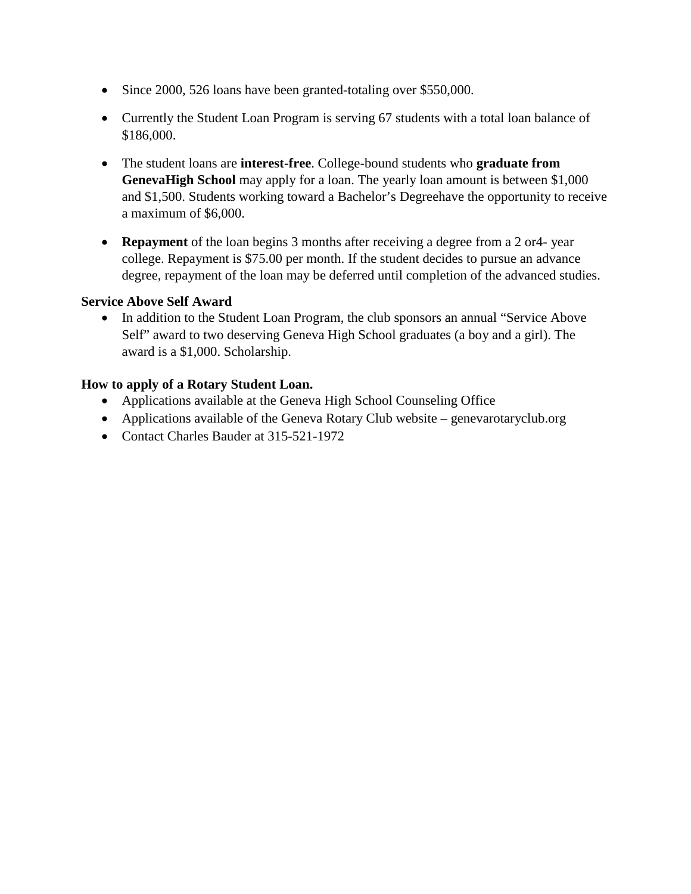- Since 2000, 526 loans have been granted-totaling over $550,000.
- Currently the Student Loan Program is serving 67 students with a total loan balance of $186,000.
- The student loans are **interest-free**. College-bound students who **graduate from GenevaHigh School** may apply for a loan. The yearly loan amount is between $1,000 and $1,500. Students working toward a Bachelor's Degreehave the opportunity to receive a maximum of $6,000.
- **Repayment** of the loan begins 3 months after receiving a degree from a 2 or4- year college. Repayment is $75.00 per month. If the student decides to pursue an advance degree, repayment of the loan may be deferred until completion of the advanced studies.

**Service Above Self Award**

- In addition to the Student Loan Program, the club sponsors an annual "Service Above Self" award to two deserving Geneva High School graduates (a boy and a girl). The award is a $1,000. Scholarship.

**How to apply of a Rotary Student Loan.**

- Applications available at the Geneva High School Counseling Office
- Applications available of the Geneva Rotary Club website – genevarotaryclub.org
- Contact Charles Bauder at 315-521-1972